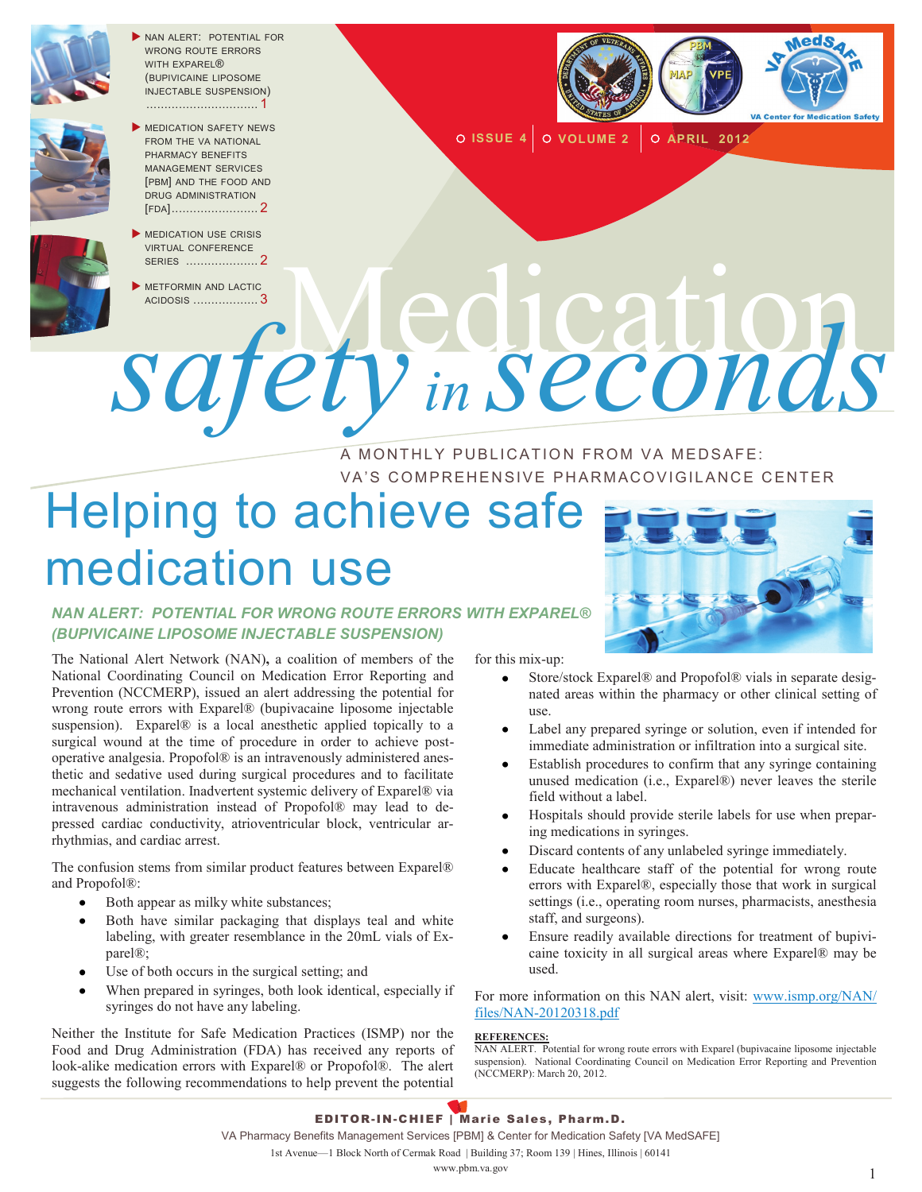- NAN ALERT: POTENTIAL FOR WRONG ROUTE ERRORS WITH EXPAREL® (BUPIVICAINE LIPOSOME INJECTABLE SUSPENSION) .............................. 1
- MEDICATION SAFETY NEWS FROM THE VA NATIONAL PHARMACY BENEFITS MANAGEMENT SERVICES [PBM] AND THE FOOD AND DRUG ADMINISTRATION [FDA]........................ 2
- MEDICATION USE CRISIS VIRTUAL CONFERENCE SERIES .................... 2
- METFORMIN AND LACTIC ACIDOSIS .................. 3

ISSUE 4 | VOLUME 2 | APRIL 2012

# Medication *safety in seconds*

A MONTHLY PUBLICATION FROM VA MEDSAFE: VA'S COMPREHENSIVE PHARMACOVIGILANCE CENTER

# Helping to achieve safe medication use

## *NAN ALERT: POTENTIAL FOR WRONG ROUTE ERRORS WITH EXPAREL® (BUPIVICAINE LIPOSOME INJECTABLE SUSPENSION)*

The National Alert Network (NAN), a coalition of members of the National Coordinating Council on Medication Error Reporting and Prevention (NCCMERP), issued an alert addressing the potential for wrong route errors with Exparel® (bupivacaine liposome injectable suspension). Exparel® is a local anesthetic applied topically to a surgical wound at the time of procedure in order to achieve post-operative analgesia. Propofol® is an intravenously administered anesthetic and sedative used during surgical procedures and to facilitate mechanical ventilation. Inadvertent systemic delivery of Exparel® via intravenous administration instead of Propofol® may lead to depressed cardiac conductivity, atrioventricular block, ventricular arrhythmias, and cardiac arrest.

The confusion stems from similar product features between Exparel® and Propofol®:

- Both appear as milky white substances;
- Both have similar packaging that displays teal and white labeling, with greater resemblance in the 20mL vials of Exparel®;
- Use of both occurs in the surgical setting; and
- When prepared in syringes, both look identical, especially if syringes do not have any labeling.

Neither the Institute for Safe Medication Practices (ISMP) nor the Food and Drug Administration (FDA) has received any reports of look-alike medication errors with Exparel® or Propofol®. The alert suggests the following recommendations to help prevent the potential for this mix-up:

- Store/stock Exparel® and Propofol® vials in separate designated areas within the pharmacy or other clinical setting of use.
- Label any prepared syringe or solution, even if intended for immediate administration or infiltration into a surgical site.
- Establish procedures to confirm that any syringe containing unused medication (i.e., Exparel®) never leaves the sterile field without a label.
- Hospitals should provide sterile labels for use when preparing medications in syringes.
- Discard contents of any unlabeled syringe immediately.
- Educate healthcare staff of the potential for wrong route errors with Exparel®, especially those that work in surgical settings (i.e., operating room nurses, pharmacists, anesthesia staff, and surgeons).
- Ensure readily available directions for treatment of bupivicaine toxicity in all surgical areas where Exparel® may be used.

For more information on this NAN alert, visit: www.ismp.org/NAN/files/NAN-20120318.pdf

**REFERENCES:**

NAN ALERT. Potential for wrong route errors with Exparel (bupivacaine liposome injectable suspension). National Coordinating Council on Medication Error Reporting and Prevention (NCCMERP): March 20, 2012.

**EDITOR-IN-CHIEF | Marie Sales, Pharm.D.**

VA Pharmacy Benefits Management Services [PBM] & Center for Medication Safety [VA MedSAFE]

1st Avenue—1 Block North of Cermak Road | Building 37; Room 139 | Hines, Illinois | 60141

www.pbm.va.gov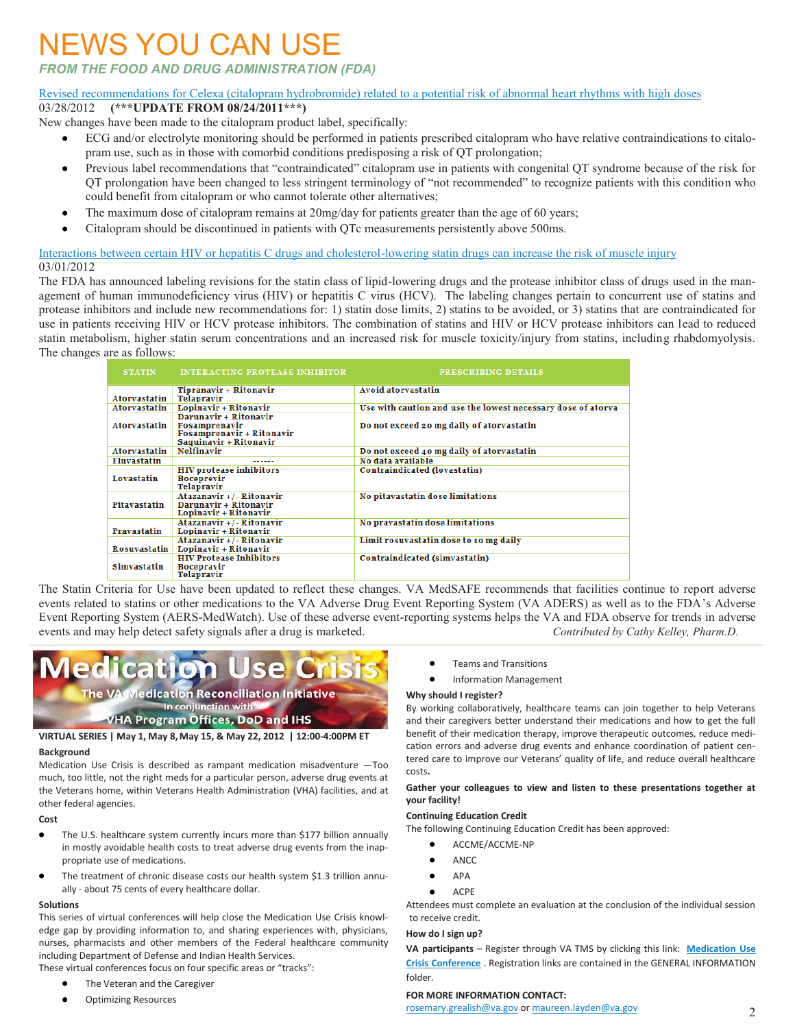# NEWS YOU CAN USE

### *FROM THE FOOD AND DRUG ADMINISTRATION (FDA)*

Revised recommendations for Celexa (citalopram hydrobromide) related to a potential risk of abnormal heart rhythms with high doses

03/28/2012 **(\*\*\*UPDATE FROM 08/24/2011\*\*\*)**

New changes have been made to the citalopram product label, specifically:

- ECG and/or electrolyte monitoring should be performed in patients prescribed citalopram who have relative contraindications to citalopram use, such as in those with comorbid conditions predisposing a risk of QT prolongation;
- Previous label recommendations that "contraindicated" citalopram use in patients with congenital QT syndrome because of the risk for QT prolongation have been changed to less stringent terminology of "not recommended" to recognize patients with this condition who could benefit from citalopram or who cannot tolerate other alternatives;
- The maximum dose of citalopram remains at 20mg/day for patients greater than the age of 60 years;
- Citalopram should be discontinued in patients with QTc measurements persistently above 500ms.

Interactions between certain HIV or hepatitis C drugs and cholesterol-lowering statin drugs can increase the risk of muscle injury

03/01/2012

The FDA has announced labeling revisions for the statin class of lipid-lowering drugs and the protease inhibitor class of drugs used in the management of human immunodeficiency virus (HIV) or hepatitis C virus (HCV). The labeling changes pertain to concurrent use of statins and protease inhibitors and include new recommendations for: 1) statin dose limits, 2) statins to be avoided, or 3) statins that are contraindicated for use in patients receiving HIV or HCV protease inhibitors. The combination of statins and HIV or HCV protease inhibitors can lead to reduced statin metabolism, higher statin serum concentrations and an increased risk for muscle toxicity/injury from statins, including rhabdomyolysis. The changes are as follows:

| STATIN | INTERACTING PROTEASE INHIBITOR | PRESCRIBING DETAILS |
|---|---|---|
| Atorvastatin | Tipranavir + Ritonavir<br>Telapravir | Avoid atorvastatin |
| Atorvastatin | Lopinavir + Ritonavir | Use with caution and use the lowest necessary dose of atorva |
| Atorvastatin | Darunavir + Ritonavir<br>Fosamprenavir<br>Fosamprenavir + Ritonavir<br>Saquinavir + Ritonavir | Do not exceed 20 mg daily of atorvastatin |
| Atorvastatin | Nelfinavir | Do not exceed 40 mg daily of atorvastatin |
| Fluvastatin | ------ | No data available |
| Lovastatin | HIV protease inhibitors<br>Boceprevir<br>Telapravir | Contraindicated (lovastatin) |
| Pitavastatin | Atazanavir +/- Ritonavir<br>Darunavir + Ritonavir<br>Lopinavir + Ritonavir | No pitavastatin dose limitations |
| Pravastatin | Atazanavir +/- Ritonavir<br>Lopinavir + Ritonavir | No pravastatin dose limitations |
| Rosuvastatin | Atazanavir +/- Ritonavir<br>Lopinavir + Ritonavir | Limit rosuvastatin dose to 10 mg daily |
| Simvastatin | HIV Protease Inhibitors<br>Boceprevir<br>Telapravir | Contraindicated (simvastatin) |

The Statin Criteria for Use have been updated to reflect these changes. VA MedSAFE recommends that facilities continue to report adverse events related to statins or other medications to the VA Adverse Drug Event Reporting System (VA ADERS) as well as to the FDA's Adverse Event Reporting System (AERS-MedWatch). Use of these adverse event-reporting systems helps the VA and FDA observe for trends in adverse events and may help detect safety signals after a drug is marketed.

*Contributed by Cathy Kelley, Pharm.D.*

## Medication Use Crisis

**The VA Medication Reconciliation Initiative**
In conjunction with
**VHA Program Offices, DoD and IHS**

**VIRTUAL SERIES | May 1, May 8, May 15, & May 22, 2012 | 12:00-4:00PM ET**

**Background**

Medication Use Crisis is described as rampant medication misadventure —Too much, too little, not the right meds for a particular person, adverse drug events at the Veterans home, within Veterans Health Administration (VHA) facilities, and at other federal agencies.

**Cost**

- The U.S. healthcare system currently incurs more than $177 billion annually in mostly avoidable health costs to treat adverse drug events from the inappropriate use of medications.
- The treatment of chronic disease costs our health system $1.3 trillion annually - about 75 cents of every healthcare dollar.

**Solutions**

This series of virtual conferences will help close the Medication Use Crisis knowledge gap by providing information to, and sharing experiences with, physicians, nurses, pharmacists and other members of the Federal healthcare community including Department of Defense and Indian Health Services.

These virtual conferences focus on four specific areas or "tracks":

- The Veteran and the Caregiver
- Optimizing Resources
- Teams and Transitions
- Information Management

**Why should I register?**

By working collaboratively, healthcare teams can join together to help Veterans and their caregivers better understand their medications and how to get the full benefit of their medication therapy, improve therapeutic outcomes, reduce medication errors and adverse drug events and enhance coordination of patient centered care to improve our Veterans' quality of life, and reduce overall healthcare costs.

**Gather your colleagues to view and listen to these presentations together at your facility!**

**Continuing Education Credit**

The following Continuing Education Credit has been approved:

- ACCME/ACCME-NP
- ANCC
- APA
- ACPE

Attendees must complete an evaluation at the conclusion of the individual session to receive credit.

**How do I sign up?**

**VA participants** – Register through VA TMS by clicking this link: **Medication Use Crisis Conference**. Registration links are contained in the GENERAL INFORMATION folder.

**FOR MORE INFORMATION CONTACT:**

rosemary.grealish@va.gov or maureen.layden@va.gov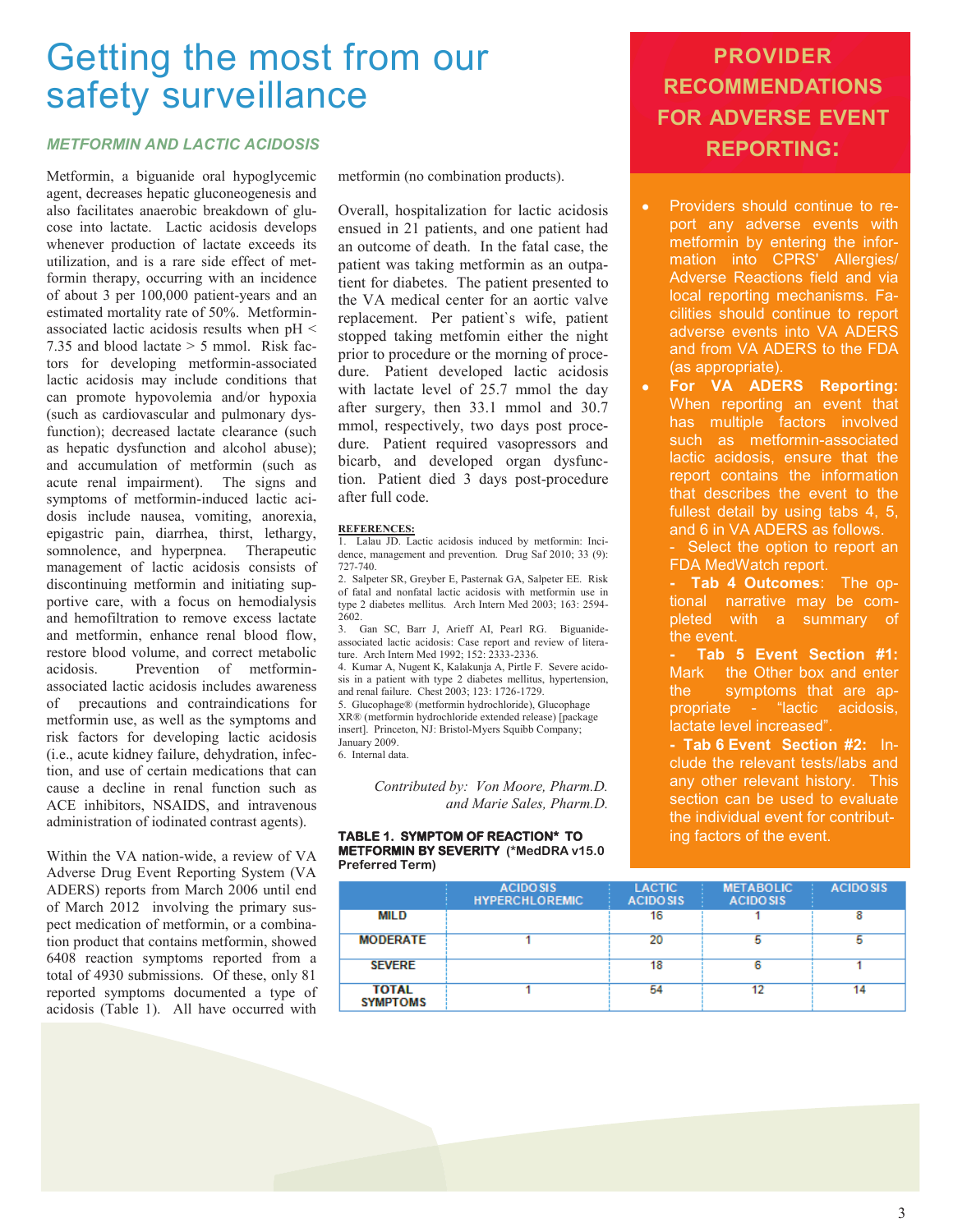# Getting the most from our safety surveillance

## *METFORMIN AND LACTIC ACIDOSIS*

Metformin, a biguanide oral hypoglycemic agent, decreases hepatic gluconeogenesis and also facilitates anaerobic breakdown of glucose into lactate. Lactic acidosis develops whenever production of lactate exceeds its utilization, and is a rare side effect of metformin therapy, occurring with an incidence of about 3 per 100,000 patient-years and an estimated mortality rate of 50%. Metformin-associated lactic acidosis results when pH < 7.35 and blood lactate > 5 mmol. Risk factors for developing metformin-associated lactic acidosis may include conditions that can promote hypovolemia and/or hypoxia (such as cardiovascular and pulmonary dysfunction); decreased lactate clearance (such as hepatic dysfunction and alcohol abuse); and accumulation of metformin (such as acute renal impairment). The signs and symptoms of metformin-induced lactic acidosis include nausea, vomiting, anorexia, epigastric pain, diarrhea, thirst, lethargy, somnolence, and hyperpnea. Therapeutic management of lactic acidosis consists of discontinuing metformin and initiating supportive care, with a focus on hemodialysis and hemofiltration to remove excess lactate and metformin, enhance renal blood flow, restore blood volume, and correct metabolic acidosis. Prevention of metformin-associated lactic acidosis includes awareness of precautions and contraindications for metformin use, as well as the symptoms and risk factors for developing lactic acidosis (i.e., acute kidney failure, dehydration, infection, and use of certain medications that can cause a decline in renal function such as ACE inhibitors, NSAIDS, and intravenous administration of iodinated contrast agents).

Within the VA nation-wide, a review of VA Adverse Drug Event Reporting System (VA ADERS) reports from March 2006 until end of March 2012 involving the primary suspect medication of metformin, or a combination product that contains metformin, showed 6408 reaction symptoms reported from a total of 4930 submissions. Of these, only 81 reported symptoms documented a type of acidosis (Table 1). All have occurred with metformin (no combination products).

Overall, hospitalization for lactic acidosis ensued in 21 patients, and one patient had an outcome of death. In the fatal case, the patient was taking metformin as an outpatient for diabetes. The patient presented to the VA medical center for an aortic valve replacement. Per patient`s wife, patient stopped taking metfomin either the night prior to procedure or the morning of procedure. Patient developed lactic acidosis with lactate level of 25.7 mmol the day after surgery, then 33.1 mmol and 30.7 mmol, respectively, two days post procedure. Patient required vasopressors and bicarb, and developed organ dysfunction. Patient died 3 days post-procedure after full code.

**REFERENCES:**

1. Lalau JD. Lactic acidosis induced by metformin: Incidence, management and prevention. Drug Saf 2010; 33 (9): 727-740.
2. Salpeter SR, Greyber E, Pasternak GA, Salpeter EE. Risk of fatal and nonfatal lactic acidosis with metformin use in type 2 diabetes mellitus. Arch Intern Med 2003; 163: 2594-2602.
3. Gan SC, Barr J, Arieff AI, Pearl RG. Biguanide-associated lactic acidosis: Case report and review of literature. Arch Intern Med 1992; 152: 2333-2336.
4. Kumar A, Nugent K, Kalakunja A, Pirtle F. Severe acidosis in a patient with type 2 diabetes mellitus, hypertension, and renal failure. Chest 2003; 123: 1726-1729.
5. Glucophage® (metformin hydrochloride), Glucophage XR® (metformin hydrochloride extended release) [package insert]. Princeton, NJ: Bristol-Myers Squibb Company; January 2009.
6. Internal data.

*Contributed by: Von Moore, Pharm.D. and Marie Sales, Pharm.D.*

**TABLE 1. SYMPTOM OF REACTION* TO METFORMIN BY SEVERITY (*MedDRA v15.0 Preferred Term)**

| | ACIDOSIS HYPERCHLOREMIC | LACTIC ACIDOSIS | METABOLIC ACIDOSIS | ACIDOSIS |
|---|---|---|---|---|
| MILD | | 16 | 1 | 8 |
| MODERATE | 1 | 20 | 5 | 5 |
| SEVERE | | 18 | 6 | 1 |
| TOTAL SYMPTOMS | 1 | 54 | 12 | 14 |

## PROVIDER RECOMMENDATIONS FOR ADVERSE EVENT REPORTING:

- Providers should continue to report any adverse events with metformin by entering the information into CPRS' Allergies/ Adverse Reactions field and via local reporting mechanisms. Facilities should continue to report adverse events into VA ADERS and from VA ADERS to the FDA (as appropriate).
- **For VA ADERS Reporting:** When reporting an event that has multiple factors involved such as metformin-associated lactic acidosis, ensure that the report contains the information that describes the event to the fullest detail by using tabs 4, 5, and 6 in VA ADERS as follows.
  - Select the option to report an FDA MedWatch report.
  - **Tab 4 Outcomes**: The optional narrative may be completed with a summary of the event.
  - **Tab 5 Event Section #1:** Mark the Other box and enter the symptoms that are appropriate - "lactic acidosis, lactate level increased".
  - **Tab 6 Event Section #2:** Include the relevant tests/labs and any other relevant history. This section can be used to evaluate the individual event for contributing factors of the event.